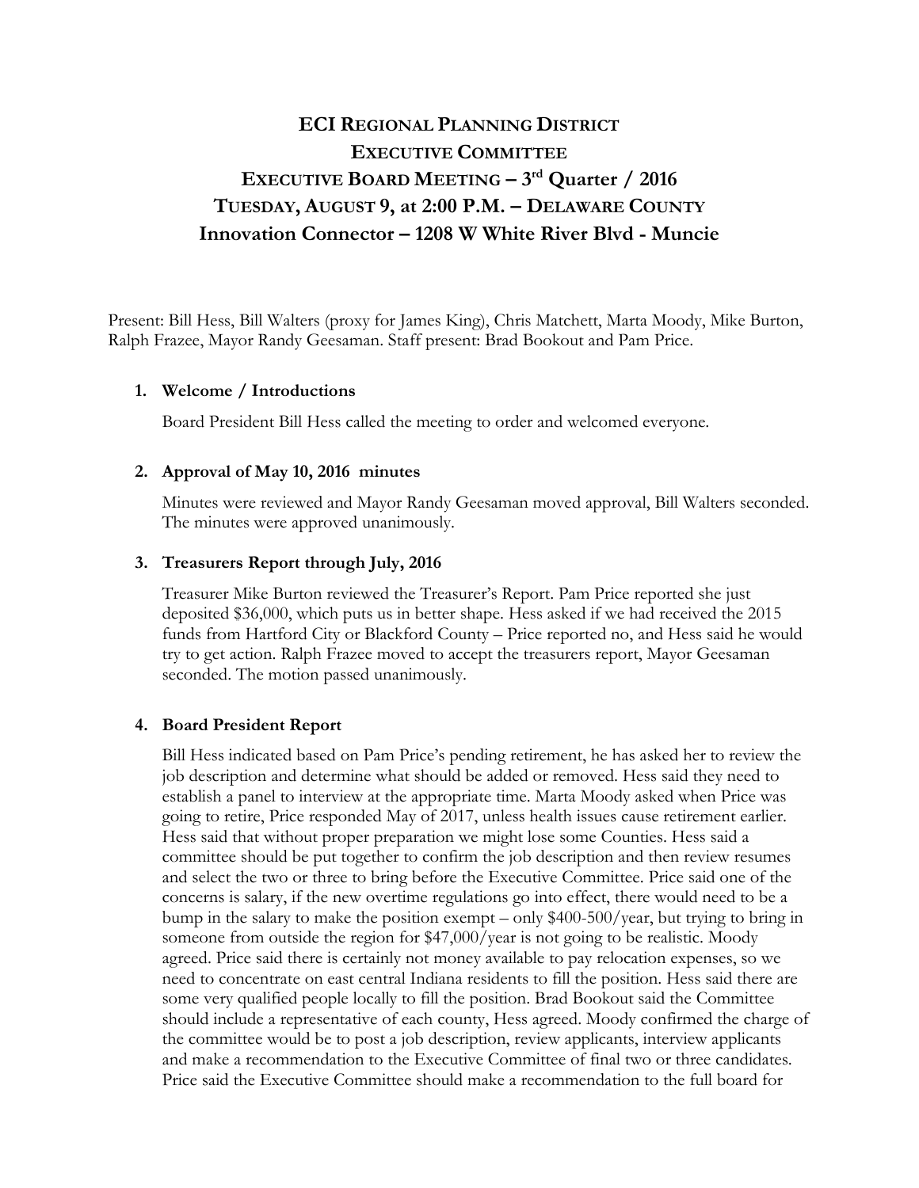# ECI Regional Planning District
# Executive Committee
# Executive Board Meeting – 3rd Quarter / 2016
# Tuesday, August 9, at 2:00 P.M. – Delaware County
# Innovation Connector – 1208 W White River Blvd - Muncie

Present: Bill Hess, Bill Walters (proxy for James King), Chris Matchett, Marta Moody, Mike Burton, Ralph Frazee, Mayor Randy Geesaman. Staff present: Brad Bookout and Pam Price.

1. **Welcome / Introductions**

   Board President Bill Hess called the meeting to order and welcomed everyone.

2. **Approval of May 10, 2016 minutes**

   Minutes were reviewed and Mayor Randy Geesaman moved approval, Bill Walters seconded. The minutes were approved unanimously.

3. **Treasurers Report through July, 2016**

   Treasurer Mike Burton reviewed the Treasurer's Report. Pam Price reported she just deposited $36,000, which puts us in better shape. Hess asked if we had received the 2015 funds from Hartford City or Blackford County – Price reported no, and Hess said he would try to get action. Ralph Frazee moved to accept the treasurers report, Mayor Geesaman seconded. The motion passed unanimously.

4. **Board President Report**

   Bill Hess indicated based on Pam Price's pending retirement, he has asked her to review the job description and determine what should be added or removed. Hess said they need to establish a panel to interview at the appropriate time. Marta Moody asked when Price was going to retire, Price responded May of 2017, unless health issues cause retirement earlier. Hess said that without proper preparation we might lose some Counties. Hess said a committee should be put together to confirm the job description and then review resumes and select the two or three to bring before the Executive Committee. Price said one of the concerns is salary, if the new overtime regulations go into effect, there would need to be a bump in the salary to make the position exempt – only $400-500/year, but trying to bring in someone from outside the region for $47,000/year is not going to be realistic. Moody agreed. Price said there is certainly not money available to pay relocation expenses, so we need to concentrate on east central Indiana residents to fill the position. Hess said there are some very qualified people locally to fill the position. Brad Bookout said the Committee should include a representative of each county, Hess agreed. Moody confirmed the charge of the committee would be to post a job description, review applicants, interview applicants and make a recommendation to the Executive Committee of final two or three candidates. Price said the Executive Committee should make a recommendation to the full board for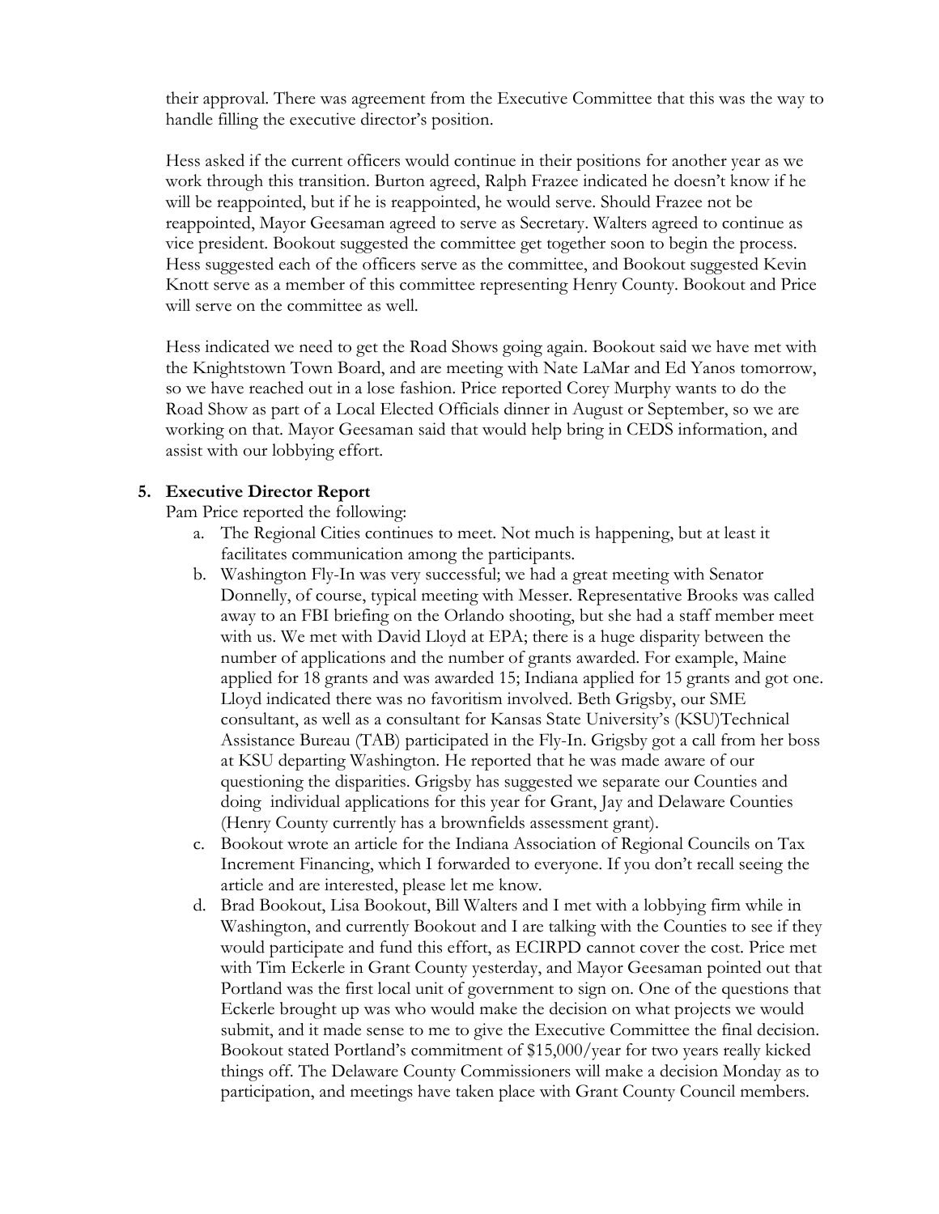their approval. There was agreement from the Executive Committee that this was the way to handle filling the executive director's position.

Hess asked if the current officers would continue in their positions for another year as we work through this transition. Burton agreed, Ralph Frazee indicated he doesn't know if he will be reappointed, but if he is reappointed, he would serve. Should Frazee not be reappointed, Mayor Geesaman agreed to serve as Secretary. Walters agreed to continue as vice president. Bookout suggested the committee get together soon to begin the process. Hess suggested each of the officers serve as the committee, and Bookout suggested Kevin Knott serve as a member of this committee representing Henry County. Bookout and Price will serve on the committee as well.

Hess indicated we need to get the Road Shows going again. Bookout said we have met with the Knightstown Town Board, and are meeting with Nate LaMar and Ed Yanos tomorrow, so we have reached out in a lose fashion. Price reported Corey Murphy wants to do the Road Show as part of a Local Elected Officials dinner in August or September, so we are working on that. Mayor Geesaman said that would help bring in CEDS information, and assist with our lobbying effort.

**5. Executive Director Report**

Pam Price reported the following:

a. The Regional Cities continues to meet. Not much is happening, but at least it facilitates communication among the participants.

b. Washington Fly-In was very successful; we had a great meeting with Senator Donnelly, of course, typical meeting with Messer. Representative Brooks was called away to an FBI briefing on the Orlando shooting, but she had a staff member meet with us. We met with David Lloyd at EPA; there is a huge disparity between the number of applications and the number of grants awarded. For example, Maine applied for 18 grants and was awarded 15; Indiana applied for 15 grants and got one. Lloyd indicated there was no favoritism involved. Beth Grigsby, our SME consultant, as well as a consultant for Kansas State University's (KSU)Technical Assistance Bureau (TAB) participated in the Fly-In. Grigsby got a call from her boss at KSU departing Washington. He reported that he was made aware of our questioning the disparities. Grigsby has suggested we separate our Counties and doing individual applications for this year for Grant, Jay and Delaware Counties (Henry County currently has a brownfields assessment grant).

c. Bookout wrote an article for the Indiana Association of Regional Councils on Tax Increment Financing, which I forwarded to everyone. If you don't recall seeing the article and are interested, please let me know.

d. Brad Bookout, Lisa Bookout, Bill Walters and I met with a lobbying firm while in Washington, and currently Bookout and I are talking with the Counties to see if they would participate and fund this effort, as ECIRPD cannot cover the cost. Price met with Tim Eckerle in Grant County yesterday, and Mayor Geesaman pointed out that Portland was the first local unit of government to sign on. One of the questions that Eckerle brought up was who would make the decision on what projects we would submit, and it made sense to me to give the Executive Committee the final decision. Bookout stated Portland's commitment of $15,000/year for two years really kicked things off. The Delaware County Commissioners will make a decision Monday as to participation, and meetings have taken place with Grant County Council members.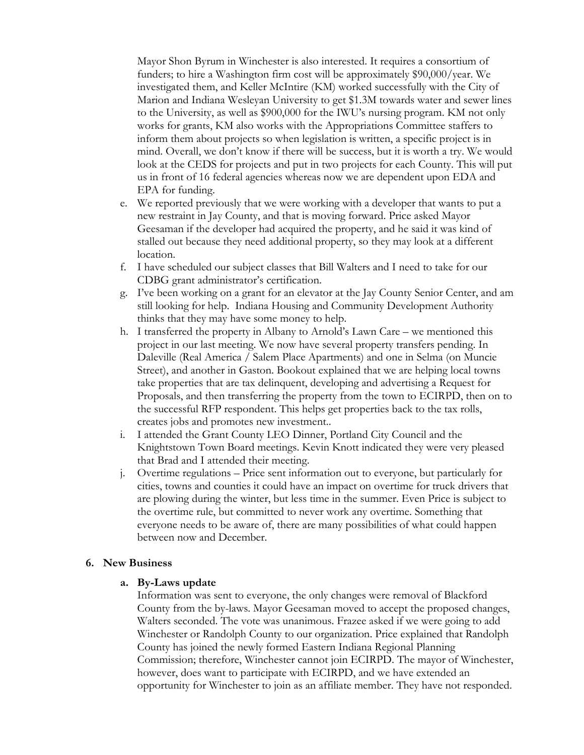Mayor Shon Byrum in Winchester is also interested. It requires a consortium of funders; to hire a Washington firm cost will be approximately $90,000/year. We investigated them, and Keller McIntire (KM) worked successfully with the City of Marion and Indiana Wesleyan University to get $1.3M towards water and sewer lines to the University, as well as $900,000 for the IWU's nursing program. KM not only works for grants, KM also works with the Appropriations Committee staffers to inform them about projects so when legislation is written, a specific project is in mind. Overall, we don't know if there will be success, but it is worth a try. We would look at the CEDS for projects and put in two projects for each County. This will put us in front of 16 federal agencies whereas now we are dependent upon EDA and EPA for funding.

e. We reported previously that we were working with a developer that wants to put a new restraint in Jay County, and that is moving forward. Price asked Mayor Geesaman if the developer had acquired the property, and he said it was kind of stalled out because they need additional property, so they may look at a different location.
f. I have scheduled our subject classes that Bill Walters and I need to take for our CDBG grant administrator's certification.
g. I've been working on a grant for an elevator at the Jay County Senior Center, and am still looking for help. Indiana Housing and Community Development Authority thinks that they may have some money to help.
h. I transferred the property in Albany to Arnold's Lawn Care – we mentioned this project in our last meeting. We now have several property transfers pending. In Daleville (Real America / Salem Place Apartments) and one in Selma (on Muncie Street), and another in Gaston. Bookout explained that we are helping local towns take properties that are tax delinquent, developing and advertising a Request for Proposals, and then transferring the property from the town to ECIRPD, then on to the successful RFP respondent. This helps get properties back to the tax rolls, creates jobs and promotes new investment..
i. I attended the Grant County LEO Dinner, Portland City Council and the Knightstown Town Board meetings. Kevin Knott indicated they were very pleased that Brad and I attended their meeting.
j. Overtime regulations – Price sent information out to everyone, but particularly for cities, towns and counties it could have an impact on overtime for truck drivers that are plowing during the winter, but less time in the summer. Even Price is subject to the overtime rule, but committed to never work any overtime. Something that everyone needs to be aware of, there are many possibilities of what could happen between now and December.

## 6. New Business

### a. By-Laws update

Information was sent to everyone, the only changes were removal of Blackford County from the by-laws. Mayor Geesaman moved to accept the proposed changes, Walters seconded. The vote was unanimous. Frazee asked if we were going to add Winchester or Randolph County to our organization. Price explained that Randolph County has joined the newly formed Eastern Indiana Regional Planning Commission; therefore, Winchester cannot join ECIRPD. The mayor of Winchester, however, does want to participate with ECIRPD, and we have extended an opportunity for Winchester to join as an affiliate member. They have not responded.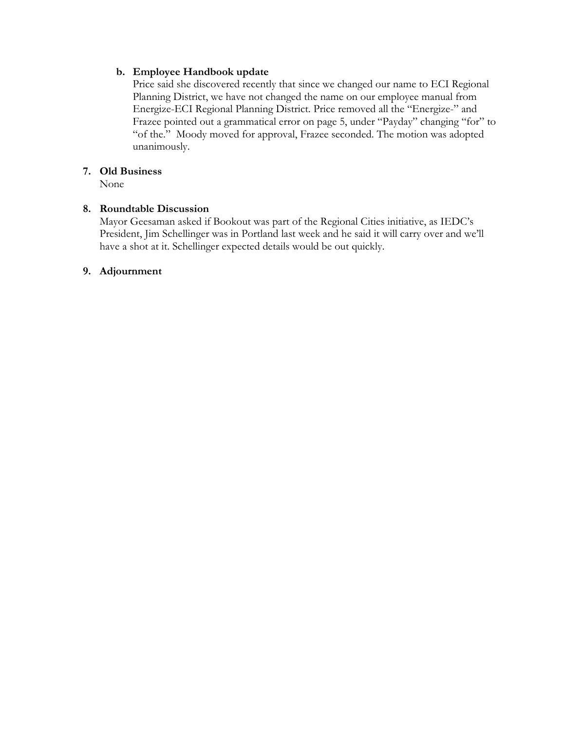b. **Employee Handbook update**

   Price said she discovered recently that since we changed our name to ECI Regional Planning District, we have not changed the name on our employee manual from Energize-ECI Regional Planning District. Price removed all the "Energize-" and Frazee pointed out a grammatical error on page 5, under "Payday" changing "for" to "of the." Moody moved for approval, Frazee seconded. The motion was adopted unanimously.

7. **Old Business**

   None

8. **Roundtable Discussion**

   Mayor Geesaman asked if Bookout was part of the Regional Cities initiative, as IEDC's President, Jim Schellinger was in Portland last week and he said it will carry over and we'll have a shot at it. Schellinger expected details would be out quickly.

9. **Adjournment**